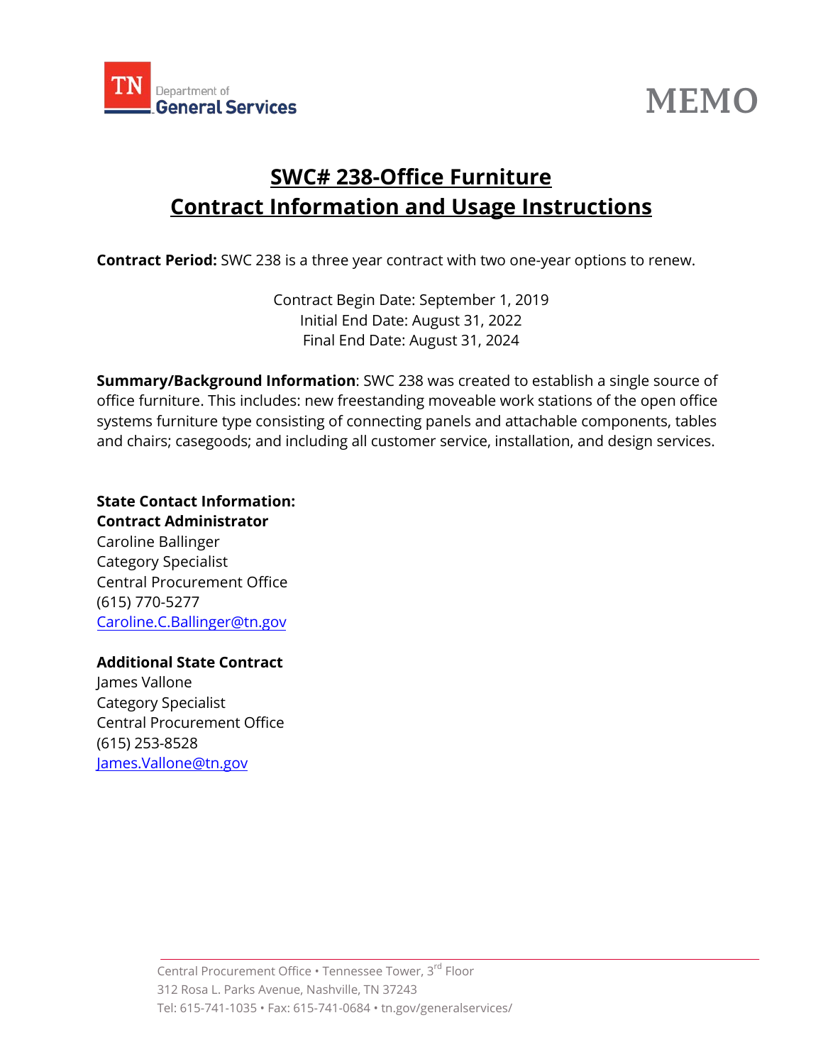# MEMO

## SWC# 238-Office Furniture
## Contract Information and Usage Instructions

**Contract Period:** SWC 238 is a three year contract with two one-year options to renew.

Contract Begin Date: September 1, 2019
Initial End Date: August 31, 2022
Final End Date: August 31, 2024

**Summary/Background Information**: SWC 238 was created to establish a single source of office furniture. This includes: new freestanding moveable work stations of the open office systems furniture type consisting of connecting panels and attachable components, tables and chairs; casegoods; and including all customer service, installation, and design services.

**State Contact Information:**
**Contract Administrator**
Caroline Ballinger
Category Specialist
Central Procurement Office
(615) 770-5277
Caroline.C.Ballinger@tn.gov

**Additional State Contract**
James Vallone
Category Specialist
Central Procurement Office
(615) 253-8528
James.Vallone@tn.gov

Central Procurement Office • Tennessee Tower, 3rd Floor
312 Rosa L. Parks Avenue, Nashville, TN 37243
Tel: 615-741-1035 • Fax: 615-741-0684 • tn.gov/generalservices/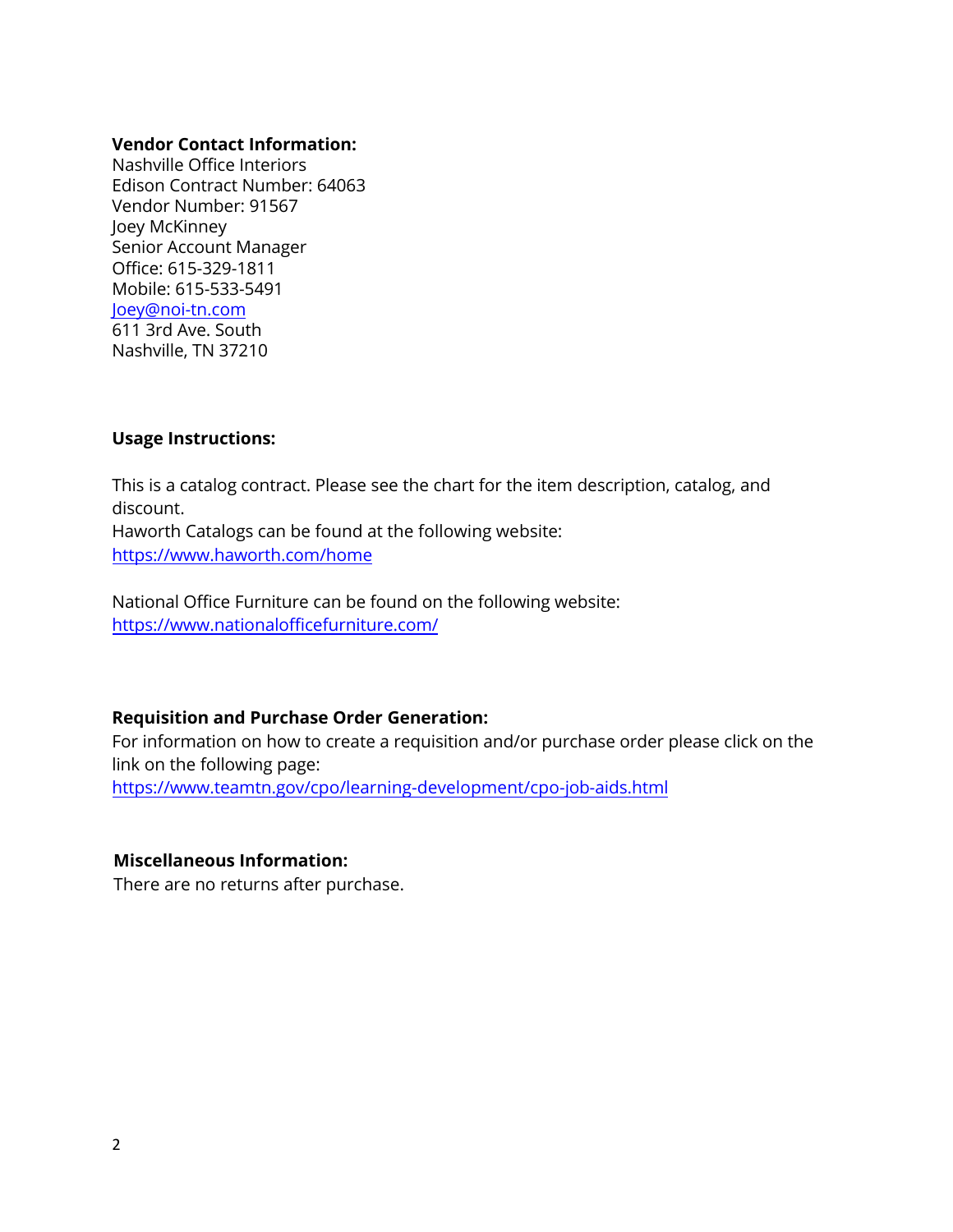**Vendor Contact Information:**
Nashville Office Interiors
Edison Contract Number: 64063
Vendor Number: 91567
Joey McKinney
Senior Account Manager
Office: 615-329-1811
Mobile: 615-533-5491
[Joey@noi-tn.com](mailto:Joey@noi-tn.com)
611 3rd Ave. South
Nashville, TN 37210

**Usage Instructions:**

This is a catalog contract. Please see the chart for the item description, catalog, and discount.
Haworth Catalogs can be found at the following website:
[https://www.haworth.com/home](https://www.haworth.com/home)

National Office Furniture can be found on the following website:
[https://www.nationalofficefurniture.com/](https://www.nationalofficefurniture.com/)

**Requisition and Purchase Order Generation:**
For information on how to create a requisition and/or purchase order please click on the link on the following page:
[https://www.teamtn.gov/cpo/learning-development/cpo-job-aids.html](https://www.teamtn.gov/cpo/learning-development/cpo-job-aids.html)

**Miscellaneous Information:**
There are no returns after purchase.